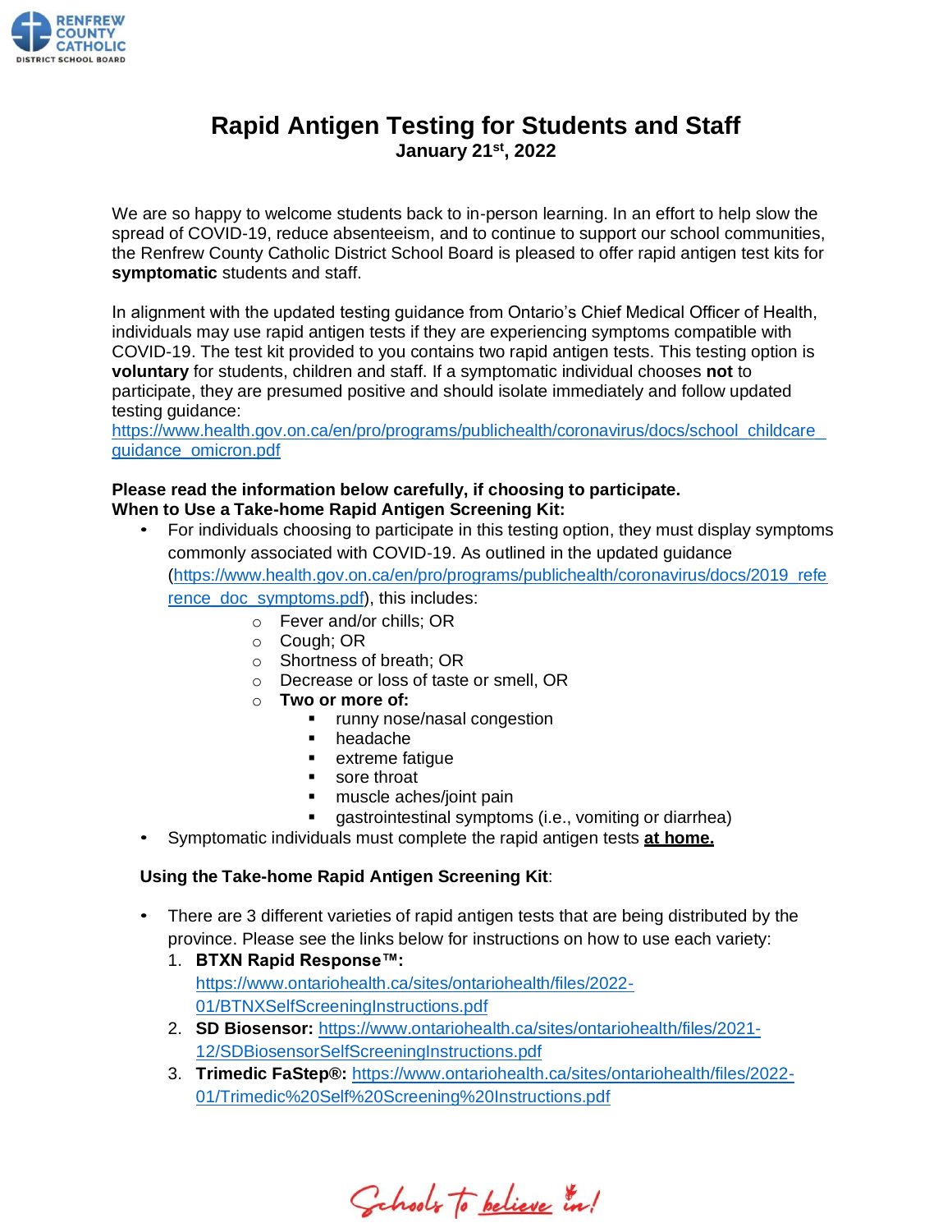# Rapid Antigen Testing for Students and Staff

**January 21st, 2022**

We are so happy to welcome students back to in-person learning. In an effort to help slow the spread of COVID-19, reduce absenteeism, and to continue to support our school communities, the Renfrew County Catholic District School Board is pleased to offer rapid antigen test kits for **symptomatic** students and staff.

In alignment with the updated testing guidance from Ontario's Chief Medical Officer of Health, individuals may use rapid antigen tests if they are experiencing symptoms compatible with COVID-19. The test kit provided to you contains two rapid antigen tests. This testing option is **voluntary** for students, children and staff. If a symptomatic individual chooses **not** to participate, they are presumed positive and should isolate immediately and follow updated testing guidance: https://www.health.gov.on.ca/en/pro/programs/publichealth/coronavirus/docs/school_childcare_guidance_omicron.pdf

**Please read the information below carefully, if choosing to participate.**
**When to Use a Take-home Rapid Antigen Screening Kit:**

- For individuals choosing to participate in this testing option, they must display symptoms commonly associated with COVID-19. As outlined in the updated guidance (https://www.health.gov.on.ca/en/pro/programs/publichealth/coronavirus/docs/2019_reference_doc_symptoms.pdf), this includes:
  - Fever and/or chills; OR
  - Cough; OR
  - Shortness of breath; OR
  - Decrease or loss of taste or smell, OR
  - **Two or more of:**
    - runny nose/nasal congestion
    - headache
    - extreme fatigue
    - sore throat
    - muscle aches/joint pain
    - gastrointestinal symptoms (i.e., vomiting or diarrhea)
- Symptomatic individuals must complete the rapid antigen tests **at home.**

**Using the Take-home Rapid Antigen Screening Kit**:

- There are 3 different varieties of rapid antigen tests that are being distributed by the province. Please see the links below for instructions on how to use each variety:
  1. **BTXN Rapid Response™:** https://www.ontariohealth.ca/sites/ontariohealth/files/2022-01/BTNXSelfScreeningInstructions.pdf
  2. **SD Biosensor:** https://www.ontariohealth.ca/sites/ontariohealth/files/2021-12/SDBiosensorSelfScreeningInstructions.pdf
  3. **Trimedic FaStep®:** https://www.ontariohealth.ca/sites/ontariohealth/files/2022-01/Trimedic%20Self%20Screening%20Instructions.pdf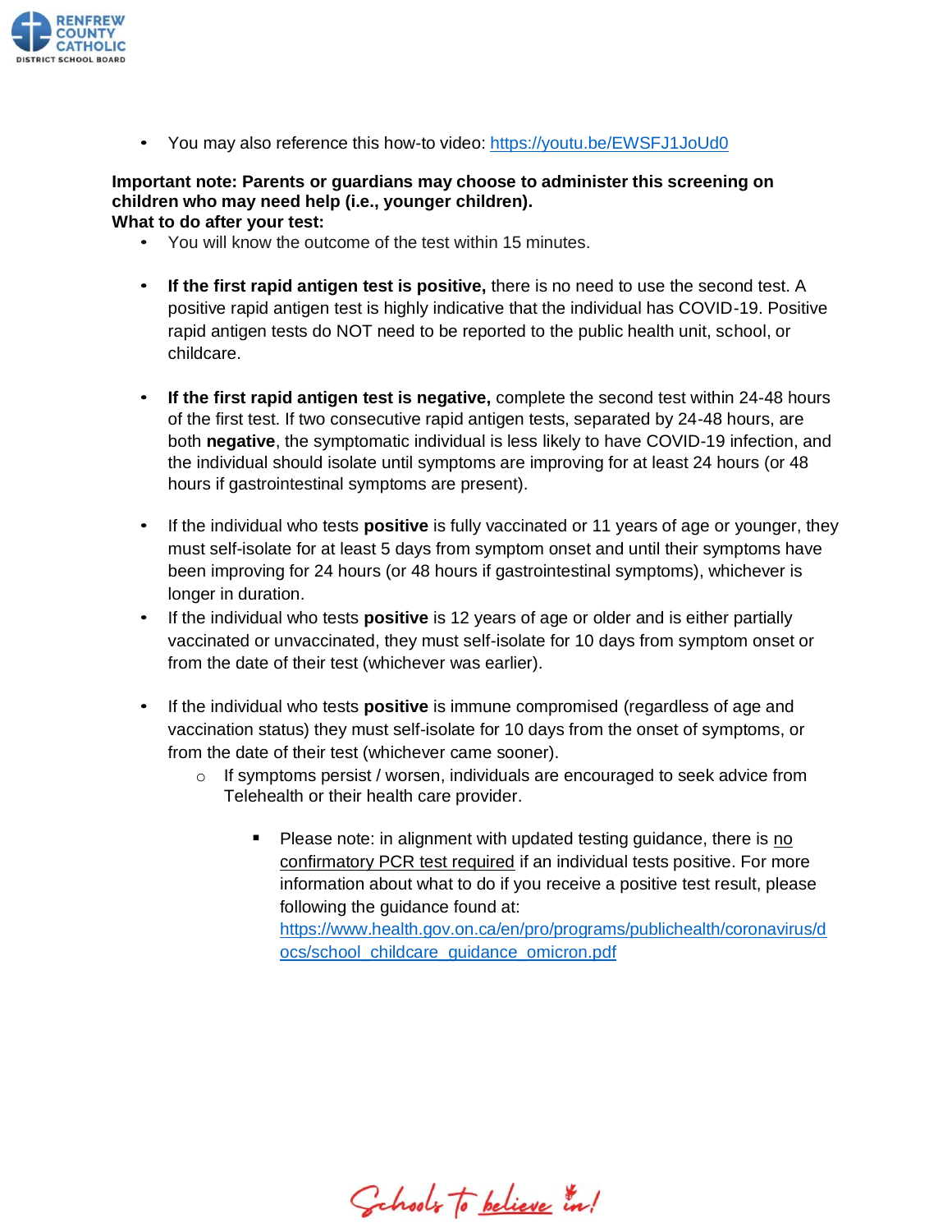- You may also reference this how-to video: https://youtu.be/EWSFJ1JoUd0

**Important note: Parents or guardians may choose to administer this screening on children who may need help (i.e., younger children).**

**What to do after your test:**

- You will know the outcome of the test within 15 minutes.

- **If the first rapid antigen test is positive,** there is no need to use the second test. A positive rapid antigen test is highly indicative that the individual has COVID-19. Positive rapid antigen tests do NOT need to be reported to the public health unit, school, or childcare.

- **If the first rapid antigen test is negative,** complete the second test within 24-48 hours of the first test. If two consecutive rapid antigen tests, separated by 24-48 hours, are both **negative**, the symptomatic individual is less likely to have COVID-19 infection, and the individual should isolate until symptoms are improving for at least 24 hours (or 48 hours if gastrointestinal symptoms are present).

- If the individual who tests **positive** is fully vaccinated or 11 years of age or younger, they must self-isolate for at least 5 days from symptom onset and until their symptoms have been improving for 24 hours (or 48 hours if gastrointestinal symptoms), whichever is longer in duration.
- If the individual who tests **positive** is 12 years of age or older and is either partially vaccinated or unvaccinated, they must self-isolate for 10 days from symptom onset or from the date of their test (whichever was earlier).

- If the individual who tests **positive** is immune compromised (regardless of age and vaccination status) they must self-isolate for 10 days from the onset of symptoms, or from the date of their test (whichever came sooner).
  - If symptoms persist / worsen, individuals are encouraged to seek advice from Telehealth or their health care provider.
    - Please note: in alignment with updated testing guidance, there is no confirmatory PCR test required if an individual tests positive. For more information about what to do if you receive a positive test result, please following the guidance found at: https://www.health.gov.on.ca/en/pro/programs/publichealth/coronavirus/docs/school_childcare_guidance_omicron.pdf